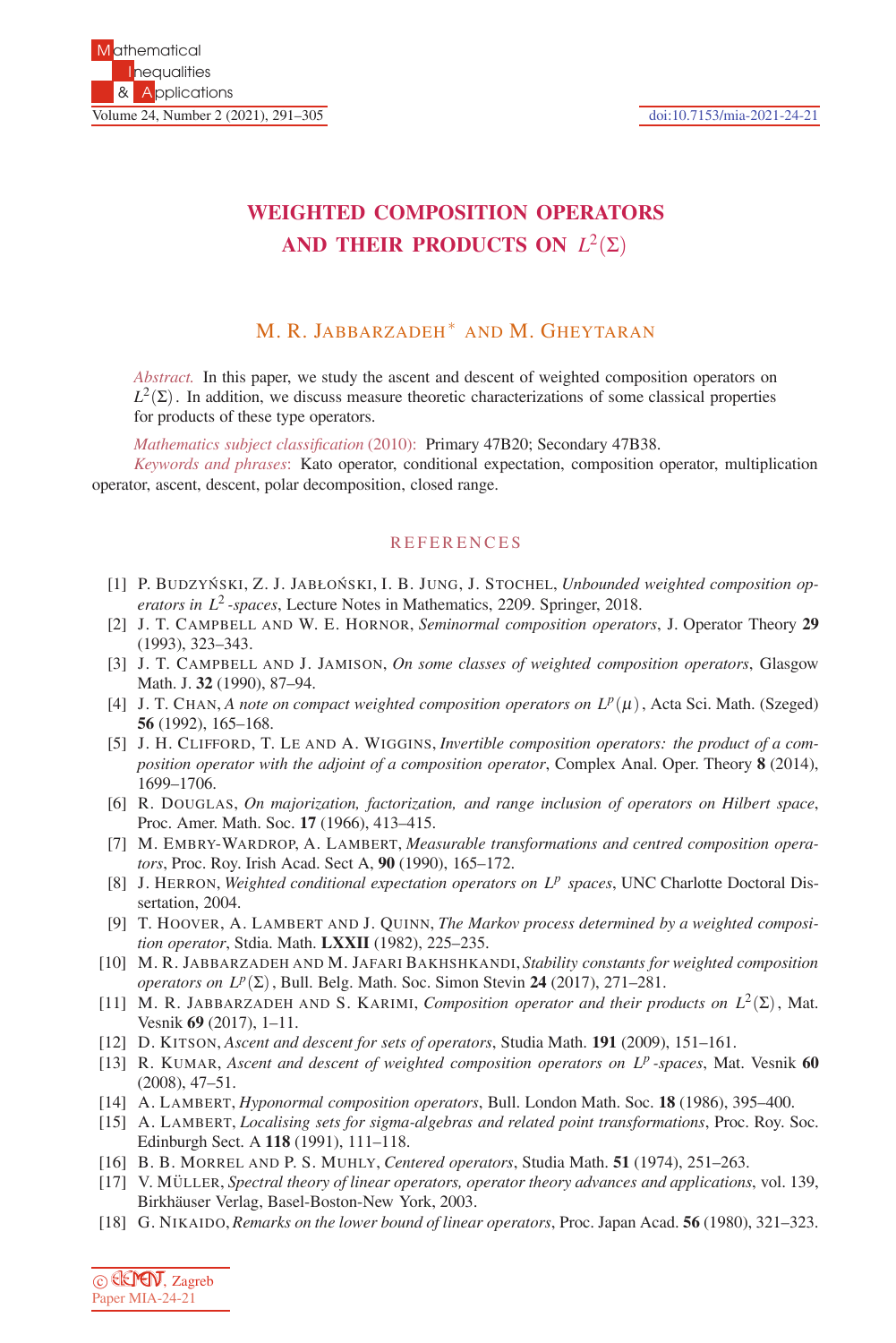# WEIGHTED COMPOSITION OPERATORS AND THEIR PRODUCTS ON $L^2(\Sigma)$

M. R. JABBARZADEH* AND M. GHEYTARAN

*Abstract.* In this paper, we study the ascent and descent of weighted composition operators on $L^2(\Sigma)$. In addition, we discuss measure theoretic characterizations of some classical properties for products of these type operators.

*Mathematics subject classification* (2010): Primary 47B20; Secondary 47B38.

*Keywords and phrases*: Kato operator, conditional expectation, composition operator, multiplication operator, ascent, descent, polar decomposition, closed range.

## REFERENCES

[1] P. BUDZYŃSKI, Z. J. JABŁOŃSKI, I. B. JUNG, J. STOCHEL, *Unbounded weighted composition operators in $L^2$-spaces*, Lecture Notes in Mathematics, 2209. Springer, 2018.

[2] J. T. CAMPBELL AND W. E. HORNOR, *Seminormal composition operators*, J. Operator Theory **29** (1993), 323–343.

[3] J. T. CAMPBELL AND J. JAMISON, *On some classes of weighted composition operators*, Glasgow Math. J. **32** (1990), 87–94.

[4] J. T. CHAN, *A note on compact weighted composition operators on $L^p(\mu)$*, Acta Sci. Math. (Szeged) **56** (1992), 165–168.

[5] J. H. CLIFFORD, T. LE AND A. WIGGINS, *Invertible composition operators: the product of a composition operator with the adjoint of a composition operator*, Complex Anal. Oper. Theory **8** (2014), 1699–1706.

[6] R. DOUGLAS, *On majorization, factorization, and range inclusion of operators on Hilbert space*, Proc. Amer. Math. Soc. **17** (1966), 413–415.

[7] M. EMBRY-WARDROP, A. LAMBERT, *Measurable transformations and centred composition operators*, Proc. Roy. Irish Acad. Sect A, **90** (1990), 165–172.

[8] J. HERRON, *Weighted conditional expectation operators on $L^p$ spaces*, UNC Charlotte Doctoral Dissertation, 2004.

[9] T. HOOVER, A. LAMBERT AND J. QUINN, *The Markov process determined by a weighted composition operator*, Stdia. Math. **LXXII** (1982), 225–235.

[10] M. R. JABBARZADEH AND M. JAFARI BAKHSHKANDI, *Stability constants for weighted composition operators on $L^p(\Sigma)$*, Bull. Belg. Math. Soc. Simon Stevin **24** (2017), 271–281.

[11] M. R. JABBARZADEH AND S. KARIMI, *Composition operator and their products on $L^2(\Sigma)$*, Mat. Vesnik **69** (2017), 1–11.

[12] D. KITSON, *Ascent and descent for sets of operators*, Studia Math. **191** (2009), 151–161.

[13] R. KUMAR, *Ascent and descent of weighted composition operators on $L^p$-spaces*, Mat. Vesnik **60** (2008), 47–51.

[14] A. LAMBERT, *Hyponormal composition operators*, Bull. London Math. Soc. **18** (1986), 395–400.

[15] A. LAMBERT, *Localising sets for sigma-algebras and related point transformations*, Proc. Roy. Soc. Edinburgh Sect. A **118** (1991), 111–118.

[16] B. B. MORREL AND P. S. MUHLY, *Centered operators*, Studia Math. **51** (1974), 251–263.

[17] V. MÜLLER, *Spectral theory of linear operators, operator theory advances and applications*, vol. 139, Birkhäuser Verlag, Basel-Boston-New York, 2003.

[18] G. NIKAIDO, *Remarks on the lower bound of linear operators*, Proc. Japan Acad. **56** (1980), 321–323.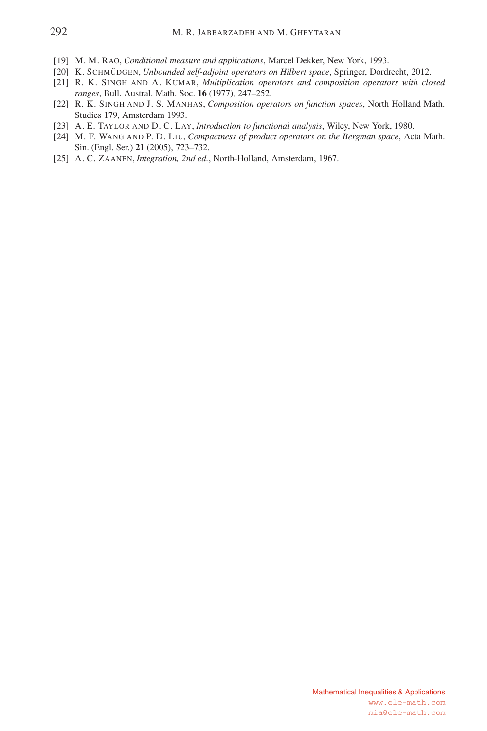[19] M. M. RAO, *Conditional measure and applications*, Marcel Dekker, New York, 1993.

[20] K. SCHMÜDGEN, *Unbounded self-adjoint operators on Hilbert space*, Springer, Dordrecht, 2012.

[21] R. K. SINGH AND A. KUMAR, *Multiplication operators and composition operators with closed ranges*, Bull. Austral. Math. Soc. **16** (1977), 247–252.

[22] R. K. SINGH AND J. S. MANHAS, *Composition operators on function spaces*, North Holland Math. Studies 179, Amsterdam 1993.

[23] A. E. TAYLOR AND D. C. LAY, *Introduction to functional analysis*, Wiley, New York, 1980.

[24] M. F. WANG AND P. D. LIU, *Compactness of product operators on the Bergman space*, Acta Math. Sin. (Engl. Ser.) **21** (2005), 723–732.

[25] A. C. ZAANEN, *Integration, 2nd ed.*, North-Holland, Amsterdam, 1967.